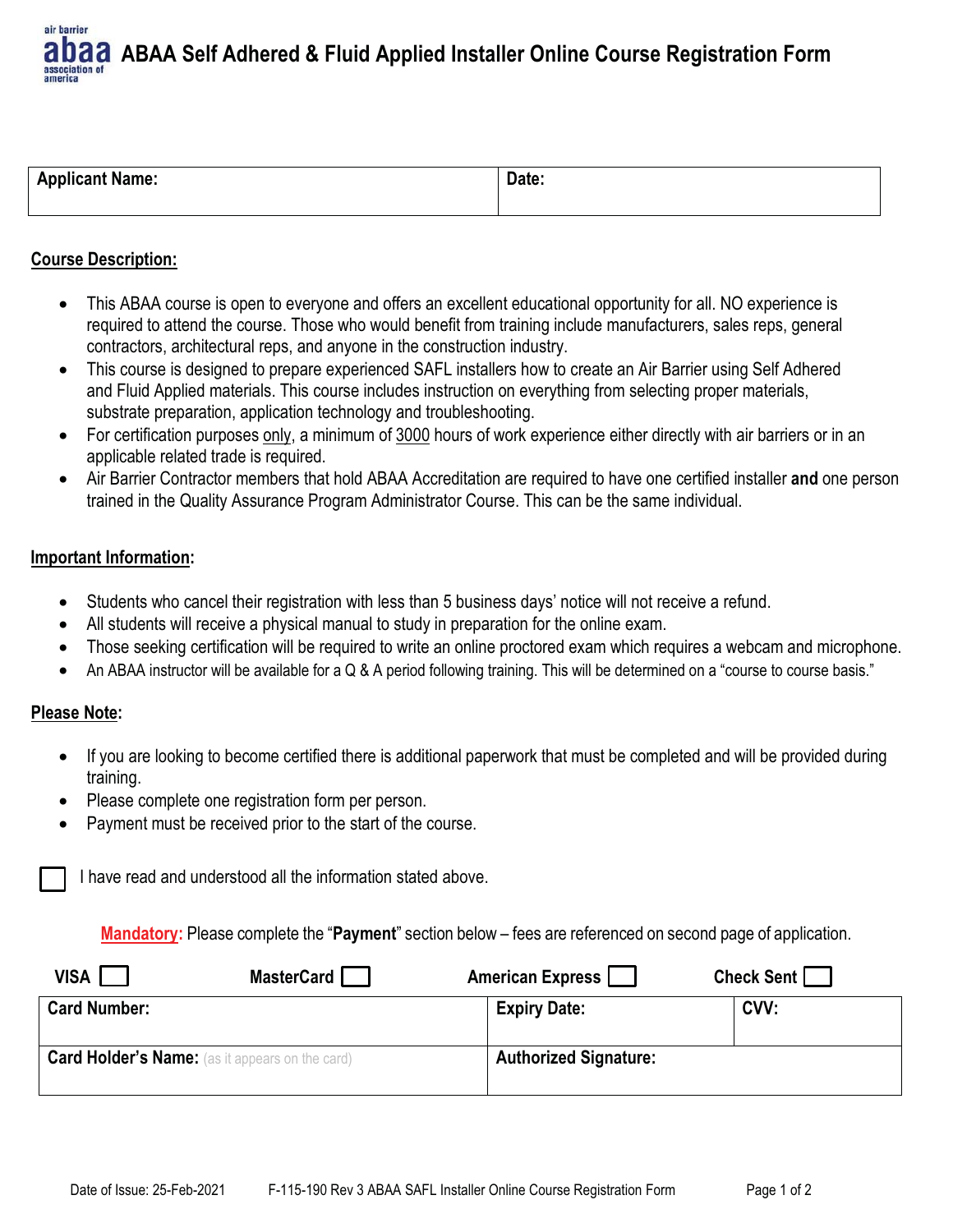# ABAA Self Adhered & Fluid Applied Installer Online Course Registration Form

| Applicant Name: | Date: |
| --- | --- |
| | |

## Course Description:

- This ABAA course is open to everyone and offers an excellent educational opportunity for all. NO experience is required to attend the course. Those who would benefit from training include manufacturers, sales reps, general contractors, architectural reps, and anyone in the construction industry.
- This course is designed to prepare experienced SAFL installers how to create an Air Barrier using Self Adhered and Fluid Applied materials. This course includes instruction on everything from selecting proper materials, substrate preparation, application technology and troubleshooting.
- For certification purposes only, a minimum of 3000 hours of work experience either directly with air barriers or in an applicable related trade is required.
- Air Barrier Contractor members that hold ABAA Accreditation are required to have one certified installer **and** one person trained in the Quality Assurance Program Administrator Course. This can be the same individual.

## Important Information:

- Students who cancel their registration with less than 5 business days' notice will not receive a refund.
- All students will receive a physical manual to study in preparation for the online exam.
- Those seeking certification will be required to write an online proctored exam which requires a webcam and microphone.
- An ABAA instructor will be available for a Q & A period following training. This will be determined on a "course to course basis."

## Please Note:

- If you are looking to become certified there is additional paperwork that must be completed and will be provided during training.
- Please complete one registration form per person.
- Payment must be received prior to the start of the course.

☐ I have read and understood all the information stated above.

**Mandatory:** Please complete the "**Payment**" section below – fees are referenced on second page of application.

VISA ☐ MasterCard ☐ American Express ☐ Check Sent ☐

| Card Number: | Expiry Date: | CVV: |
| --- | --- | --- |
| **Card Holder's Name:** (as it appears on the card) | **Authorized Signature:** | |

Date of Issue: 25-Feb-2021 F-115-190 Rev 3 ABAA SAFL Installer Online Course Registration Form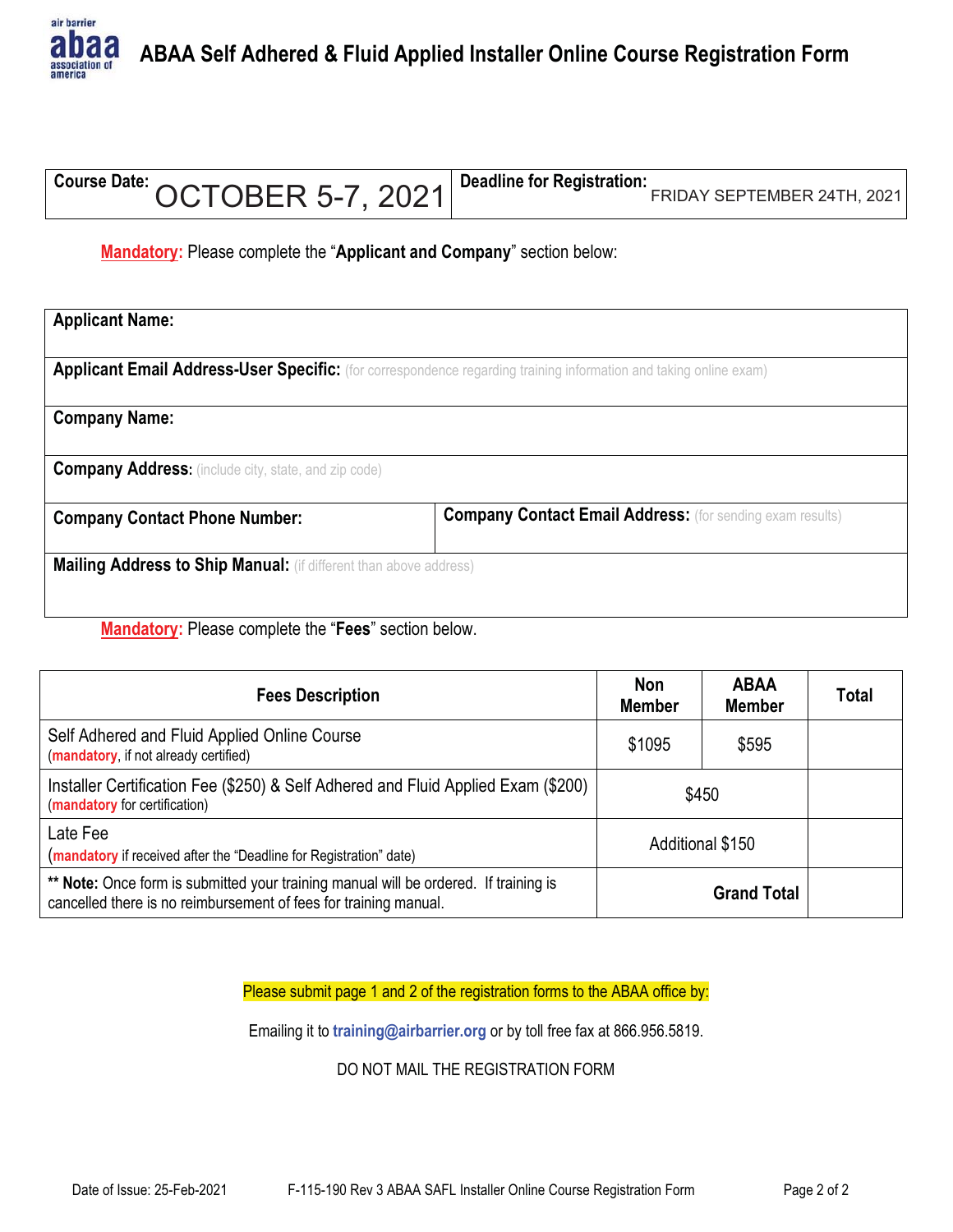# ABAA Self Adhered & Fluid Applied Installer Online Course Registration Form

| Course Date: OCTOBER 5-7, 2021 | Deadline for Registration: FRIDAY SEPTEMBER 24TH, 2021 |
|---|---|

**Mandatory:** Please complete the "**Applicant and Company**" section below:

| | |
|---|---|
| **Applicant Name:** | |
| **Applicant Email Address-User Specific:** (for correspondence regarding training information and taking online exam) | |
| **Company Name:** | |
| **Company Address:** (include city, state, and zip code) | |
| **Company Contact Phone Number:** | **Company Contact Email Address:** (for sending exam results) |
| **Mailing Address to Ship Manual:** (if different than above address) | |

**Mandatory:** Please complete the "**Fees**" section below.

| Fees Description | Non Member | ABAA Member | Total |
|---|---|---|---|
| Self Adhered and Fluid Applied Online Course (**mandatory**, if not already certified) | $1095 | $595 | |
| Installer Certification Fee ($250) & Self Adhered and Fluid Applied Exam ($200) (**mandatory** for certification) | $450 | | |
| Late Fee (**mandatory** if received after the "Deadline for Registration" date) | Additional $150 | | |
| ** **Note:** Once form is submitted your training manual will be ordered. If training is cancelled there is no reimbursement of fees for training manual. | **Grand Total** | | |

Please submit page 1 and 2 of the registration forms to the ABAA office by:

Emailing it to **training@airbarrier.org** or by toll free fax at 866.956.5819.

DO NOT MAIL THE REGISTRATION FORM

Date of Issue: 25-Feb-2021 F-115-190 Rev 3 ABAA SAFL Installer Online Course Registration Form